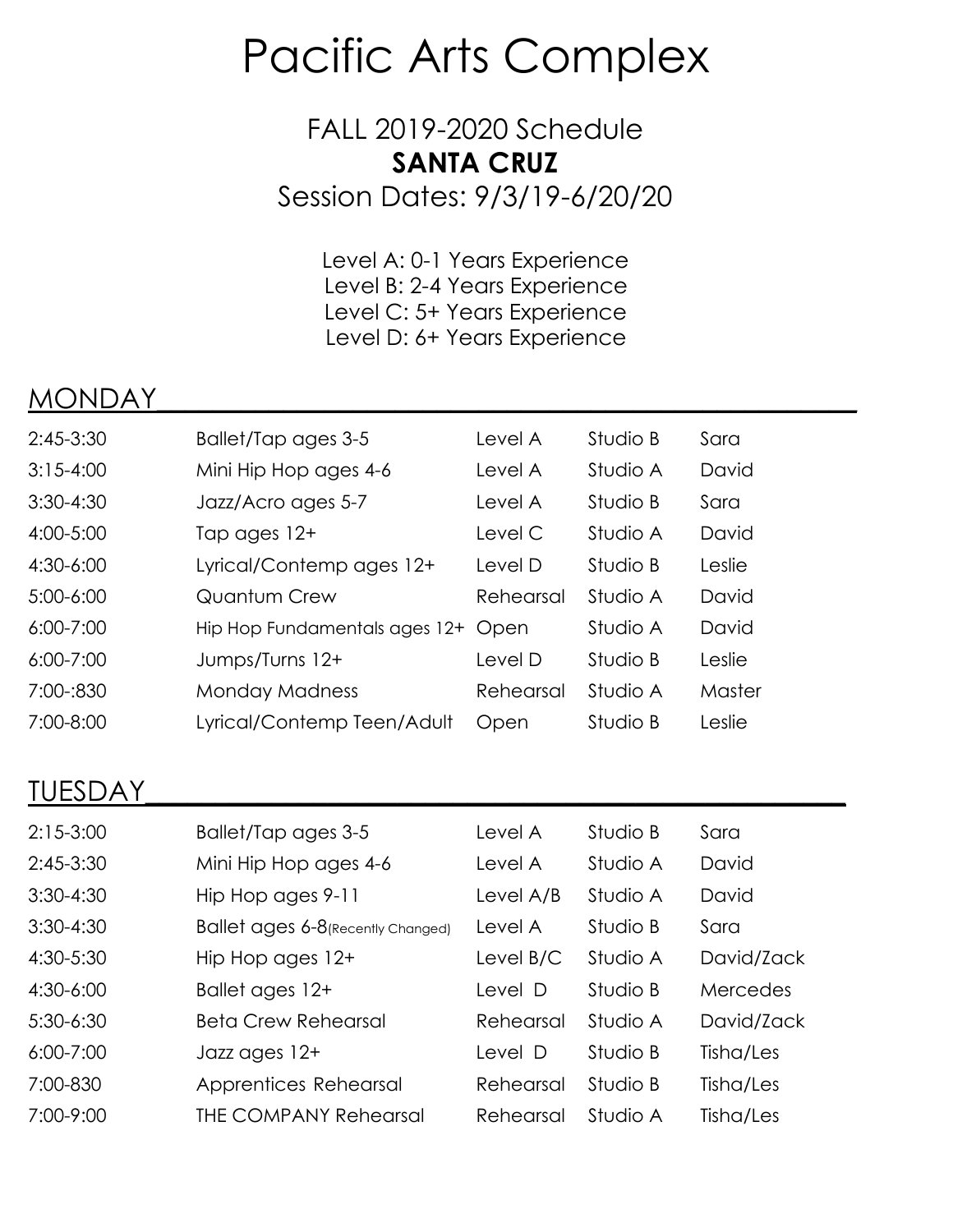# Pacific Arts Complex

## FALL 2019-2020 Schedule

## **SANTA CRUZ**

Session Dates: 9/3/19-6/20/20

Level A: 0-1 Years Experience
Level B: 2-4 Years Experience
Level C: 5+ Years Experience
Level D: 6+ Years Experience

## MONDAY

| | | | | |
|---|---|---|---|---|
| 2:45-3:30 | Ballet/Tap ages 3-5 | Level A | Studio B | Sara |
| 3:15-4:00 | Mini Hip Hop ages 4-6 | Level A | Studio A | David |
| 3:30-4:30 | Jazz/Acro ages 5-7 | Level A | Studio B | Sara |
| 4:00-5:00 | Tap ages 12+ | Level C | Studio A | David |
| 4:30-6:00 | Lyrical/Contemp ages 12+ | Level D | Studio B | Leslie |
| 5:00-6:00 | Quantum Crew | Rehearsal | Studio A | David |
| 6:00-7:00 | Hip Hop Fundamentals ages 12+ | Open | Studio A | David |
| 6:00-7:00 | Jumps/Turns 12+ | Level D | Studio B | Leslie |
| 7:00-:830 | Monday Madness | Rehearsal | Studio A | Master |
| 7:00-8:00 | Lyrical/Contemp Teen/Adult | Open | Studio B | Leslie |

## TUESDAY

| | | | | |
|---|---|---|---|---|
| 2:15-3:00 | Ballet/Tap ages 3-5 | Level A | Studio B | Sara |
| 2:45-3:30 | Mini Hip Hop ages 4-6 | Level A | Studio A | David |
| 3:30-4:30 | Hip Hop ages 9-11 | Level A/B | Studio A | David |
| 3:30-4:30 | Ballet ages 6-8(Recently Changed) | Level A | Studio B | Sara |
| 4:30-5:30 | Hip Hop ages 12+ | Level B/C | Studio A | David/Zack |
| 4:30-6:00 | Ballet ages 12+ | Level D | Studio B | Mercedes |
| 5:30-6:30 | Beta Crew Rehearsal | Rehearsal | Studio A | David/Zack |
| 6:00-7:00 | Jazz ages 12+ | Level D | Studio B | Tisha/Les |
| 7:00-830 | Apprentices Rehearsal | Rehearsal | Studio B | Tisha/Les |
| 7:00-9:00 | THE COMPANY Rehearsal | Rehearsal | Studio A | Tisha/Les |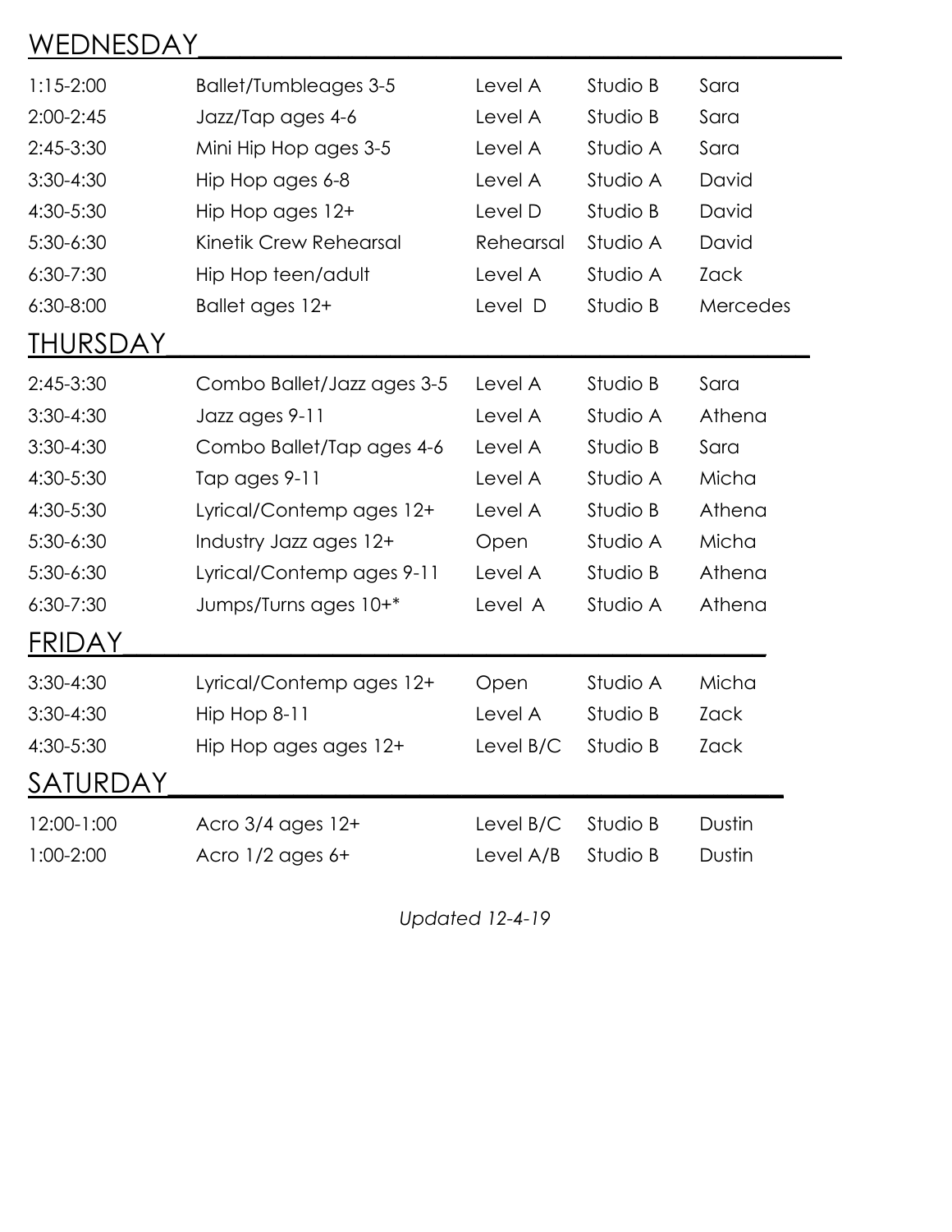## WEDNESDAY

| | | | | |
|---|---|---|---|---|
| 1:15-2:00 | Ballet/Tumbleages 3-5 | Level A | Studio B | Sara |
| 2:00-2:45 | Jazz/Tap ages 4-6 | Level A | Studio B | Sara |
| 2:45-3:30 | Mini Hip Hop ages 3-5 | Level A | Studio A | Sara |
| 3:30-4:30 | Hip Hop ages 6-8 | Level A | Studio A | David |
| 4:30-5:30 | Hip Hop ages 12+ | Level D | Studio B | David |
| 5:30-6:30 | Kinetik Crew Rehearsal | Rehearsal | Studio A | David |
| 6:30-7:30 | Hip Hop teen/adult | Level A | Studio A | Zack |
| 6:30-8:00 | Ballet ages 12+ | Level D | Studio B | Mercedes |

## THURSDAY

| | | | | |
|---|---|---|---|---|
| 2:45-3:30 | Combo Ballet/Jazz ages 3-5 | Level A | Studio B | Sara |
| 3:30-4:30 | Jazz ages 9-11 | Level A | Studio A | Athena |
| 3:30-4:30 | Combo Ballet/Tap ages 4-6 | Level A | Studio B | Sara |
| 4:30-5:30 | Tap ages 9-11 | Level A | Studio A | Micha |
| 4:30-5:30 | Lyrical/Contemp ages 12+ | Level A | Studio B | Athena |
| 5:30-6:30 | Industry Jazz ages 12+ | Open | Studio A | Micha |
| 5:30-6:30 | Lyrical/Contemp ages 9-11 | Level A | Studio B | Athena |
| 6:30-7:30 | Jumps/Turns ages 10+* | Level A | Studio A | Athena |

## FRIDAY

| | | | | |
|---|---|---|---|---|
| 3:30-4:30 | Lyrical/Contemp ages 12+ | Open | Studio A | Micha |
| 3:30-4:30 | Hip Hop 8-11 | Level A | Studio B | Zack |
| 4:30-5:30 | Hip Hop ages ages 12+ | Level B/C | Studio B | Zack |

## SATURDAY

| | | | | |
|---|---|---|---|---|
| 12:00-1:00 | Acro 3/4 ages 12+ | Level B/C | Studio B | Dustin |
| 1:00-2:00 | Acro 1/2 ages 6+ | Level A/B | Studio B | Dustin |

*Updated 12-4-19*